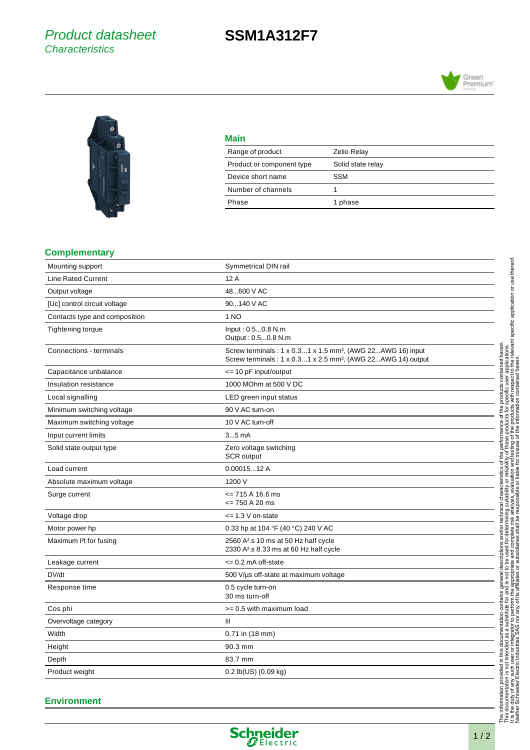# Product datasheet
## Characteristics

# SSM1A312F7

## Main

| | |
|---|---|
| Range of product | Zelio Relay |
| Product or component type | Solid state relay |
| Device short name | SSM |
| Number of channels | 1 |
| Phase | 1 phase |

## Complementary

| | |
|---|---|
| Mounting support | Symmetrical DIN rail |
| Line Rated Current | 12 A |
| Output voltage | 48...600 V AC |
| [Uc] control circuit voltage | 90...140 V AC |
| Contacts type and composition | 1 NO |
| Tightening torque | Input : 0.5...0.8 N.m<br>Output : 0.5...0.8 N.m |
| Connections - terminals | Screw terminals : 1 x 0.3...1 x 1.5 mm², (AWG 22...AWG 16) input<br>Screw terminals : 1 x 0.3...1 x 2.5 mm², (AWG 22...AWG 14) output |
| Capacitance unbalance | <= 10 pF input/output |
| Insulation resistance | 1000 MOhm at 500 V DC |
| Local signalling | LED green input status |
| Minimum switching voltage | 90 V AC turn-on |
| Maximum switching voltage | 10 V AC turn-off |
| Input current limits | 3...5 mA |
| Solid state output type | Zero voltage switching<br>SCR output |
| Load current | 0.00015...12 A |
| Absolute maximum voltage | 1200 V |
| Surge current | <= 715 A 16.6 ms<br><= 750 A 20 ms |
| Voltage drop | <= 1.3 V on-state |
| Motor power hp | 0.33 hp at 104 °F (40 °C) 240 V AC |
| Maximum I²t for fusing | 2560 A².s 10 ms at 50 Hz half cycle<br>2330 A².s 8.33 ms at 60 Hz half cycle |
| Leakage current | <= 0.2 mA off-state |
| DV/dt | 500 V/µs off-state at maximum voltage |
| Response time | 0.5 cycle turn-on<br>30 ms turn-off |
| Cos phi | >= 0.5 with maximum load |
| Overvoltage category | III |
| Width | 0.71 in (18 mm) |
| Height | 90.3 mm |
| Depth | 83.7 mm |
| Product weight | 0.2 lb(US) (0.09 kg) |

## Environment

The information provided in this documentation contains general descriptions and/or technical characteristics of the performance of the products contained herein. This documentation is not intended as a substitute for and is not to be used for determining suitability or reliability of these products for specific user applications. It is the duty of any such user or integrator to perform the appropriate and complete risk analysis, evaluation and testing of the products with respect to the relevant specific application or use thereof. Neither Schneider Electric Industries SAS nor any of its affiliates or subsidiaries shall be responsible or liable for misuse of the information contained herein.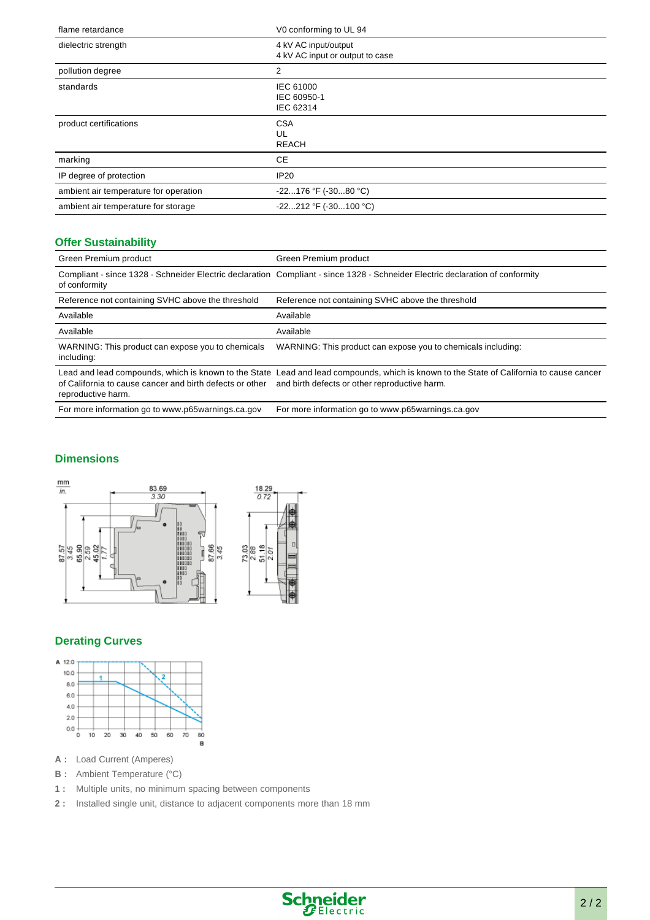| | |
|---|---|
| flame retardance | V0 conforming to UL 94 |
| dielectric strength | 4 kV AC input/output<br>4 kV AC input or output to case |
| pollution degree | 2 |
| standards | IEC 61000<br>IEC 60950-1<br>IEC 62314 |
| product certifications | CSA<br>UL<br>REACH |
| marking | CE |
| IP degree of protection | IP20 |
| ambient air temperature for operation | -22...176 °F (-30...80 °C) |
| ambient air temperature for storage | -22...212 °F (-30...100 °C) |

## Offer Sustainability

| | |
|---|---|
| Green Premium product | Green Premium product |
| Compliant - since 1328 - Schneider Electric declaration of conformity | Compliant - since 1328 - Schneider Electric declaration of conformity |
| Reference not containing SVHC above the threshold | Reference not containing SVHC above the threshold |
| Available | Available |
| Available | Available |
| WARNING: This product can expose you to chemicals including: | WARNING: This product can expose you to chemicals including: |
| Lead and lead compounds, which is known to the State of California to cause cancer and birth defects or other reproductive harm. | Lead and lead compounds, which is known to the State of California to cause cancer and birth defects or other reproductive harm. |
| For more information go to www.p65warnings.ca.gov | For more information go to www.p65warnings.ca.gov |

## Dimensions

## Derating Curves

**A :** Load Current (Amperes)

**B :** Ambient Temperature (°C)

**1 :** Multiple units, no minimum spacing between components

**2 :** Installed single unit, distance to adjacent components more than 18 mm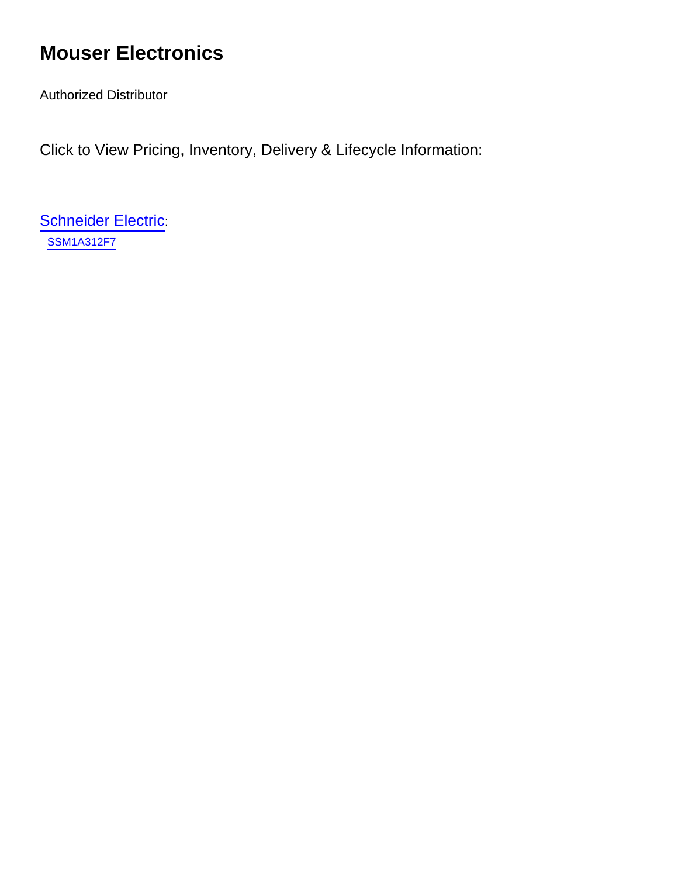# Mouser Electronics

Authorized Distributor

Click to View Pricing, Inventory, Delivery & Lifecycle Information:

Schneider Electric:

SSM1A312F7